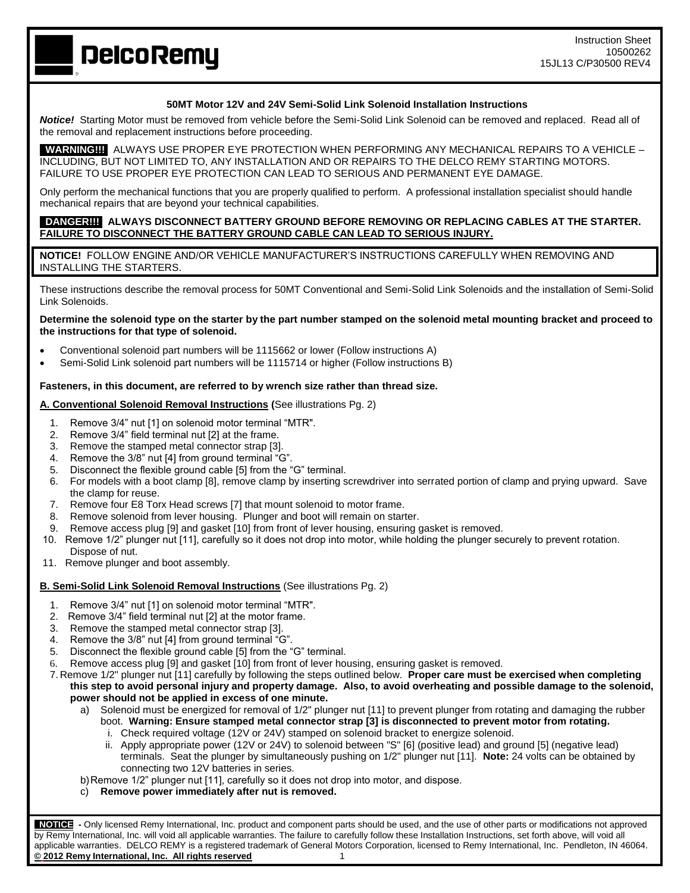DelcoRemy

Instruction Sheet
10500262
15JL13 C/P30500 REV4

**50MT Motor 12V and 24V Semi-Solid Link Solenoid Installation Instructions**

***Notice!*** Starting Motor must be removed from vehicle before the Semi-Solid Link Solenoid can be removed and replaced. Read all of the removal and replacement instructions before proceeding.

**WARNING!!!** ALWAYS USE PROPER EYE PROTECTION WHEN PERFORMING ANY MECHANICAL REPAIRS TO A VEHICLE – INCLUDING, BUT NOT LIMITED TO, ANY INSTALLATION AND OR REPAIRS TO THE DELCO REMY STARTING MOTORS. FAILURE TO USE PROPER EYE PROTECTION CAN LEAD TO SERIOUS AND PERMANENT EYE DAMAGE.

Only perform the mechanical functions that you are properly qualified to perform. A professional installation specialist should handle mechanical repairs that are beyond your technical capabilities.

**DANGER!!! ALWAYS DISCONNECT BATTERY GROUND BEFORE REMOVING OR REPLACING CABLES AT THE STARTER. FAILURE TO DISCONNECT THE BATTERY GROUND CABLE CAN LEAD TO SERIOUS INJURY.**

**NOTICE!** FOLLOW ENGINE AND/OR VEHICLE MANUFACTURER'S INSTRUCTIONS CAREFULLY WHEN REMOVING AND INSTALLING THE STARTERS.

These instructions describe the removal process for 50MT Conventional and Semi-Solid Link Solenoids and the installation of Semi-Solid Link Solenoids.

**Determine the solenoid type on the starter by the part number stamped on the solenoid metal mounting bracket and proceed to the instructions for that type of solenoid.**

- Conventional solenoid part numbers will be 1115662 or lower (Follow instructions A)
- Semi-Solid Link solenoid part numbers will be 1115714 or higher (Follow instructions B)

**Fasteners, in this document, are referred to by wrench size rather than thread size.**

**A. Conventional Solenoid Removal Instructions (**See illustrations Pg. 2)

1. Remove 3/4" nut [1] on solenoid motor terminal "MTR".
2. Remove 3/4" field terminal nut [2] at the frame.
3. Remove the stamped metal connector strap [3].
4. Remove the 3/8" nut [4] from ground terminal "G".
5. Disconnect the flexible ground cable [5] from the "G" terminal.
6. For models with a boot clamp [8], remove clamp by inserting screwdriver into serrated portion of clamp and prying upward. Save the clamp for reuse.
7. Remove four E8 Torx Head screws [7] that mount solenoid to motor frame.
8. Remove solenoid from lever housing. Plunger and boot will remain on starter.
9. Remove access plug [9] and gasket [10] from front of lever housing, ensuring gasket is removed.
10. Remove 1/2" plunger nut [11], carefully so it does not drop into motor, while holding the plunger securely to prevent rotation. Dispose of nut.
11. Remove plunger and boot assembly.

**B. Semi-Solid Link Solenoid Removal Instructions** (See illustrations Pg. 2)

1. Remove 3/4" nut [1] on solenoid motor terminal "MTR".
2. Remove 3/4" field terminal nut [2] at the motor frame.
3. Remove the stamped metal connector strap [3].
4. Remove the 3/8" nut [4] from ground terminal "G".
5. Disconnect the flexible ground cable [5] from the "G" terminal.
6. Remove access plug [9] and gasket [10] from front of lever housing, ensuring gasket is removed.
7. Remove 1/2" plunger nut [11] carefully by following the steps outlined below. **Proper care must be exercised when completing this step to avoid personal injury and property damage. Also, to avoid overheating and possible damage to the solenoid, power should not be applied in excess of one minute.**
   a) Solenoid must be energized for removal of 1/2" plunger nut [11] to prevent plunger from rotating and damaging the rubber boot. **Warning: Ensure stamped metal connector strap [3] is disconnected to prevent motor from rotating.**
      i. Check required voltage (12V or 24V) stamped on solenoid bracket to energize solenoid.
      ii. Apply appropriate power (12V or 24V) to solenoid between "S" [6] (positive lead) and ground [5] (negative lead) terminals. Seat the plunger by simultaneously pushing on 1/2" plunger nut [11]. **Note:** 24 volts can be obtained by connecting two 12V batteries in series.
   b) Remove 1/2" plunger nut [11], carefully so it does not drop into motor, and dispose.
   c) **Remove power immediately after nut is removed.**

**NOTICE -** Only licensed Remy International, Inc. product and component parts should be used, and the use of other parts or modifications not approved by Remy International, Inc. will void all applicable warranties. The failure to carefully follow these Installation Instructions, set forth above, will void all applicable warranties. DELCO REMY is a registered trademark of General Motors Corporation, licensed to Remy International, Inc. Pendleton, IN 46064.
**© 2012 Remy International, Inc. All rights reserved**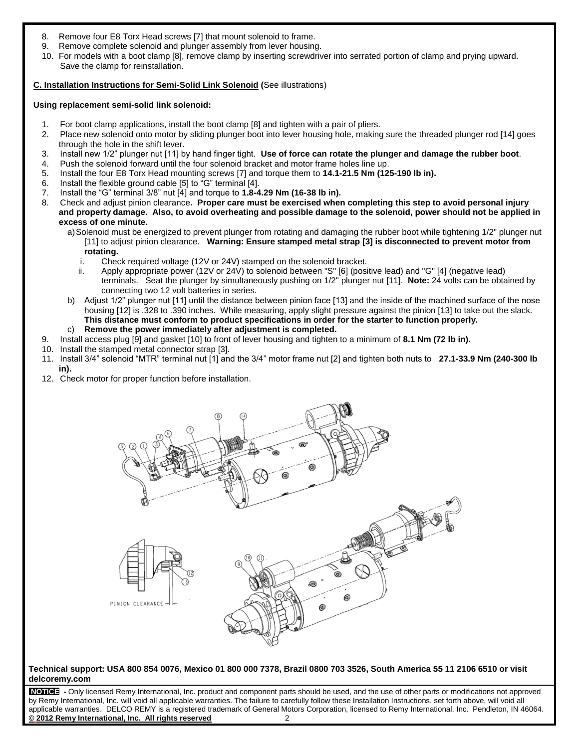8. Remove four E8 Torx Head screws [7] that mount solenoid to frame.
9. Remove complete solenoid and plunger assembly from lever housing.
10. For models with a boot clamp [8], remove clamp by inserting screwdriver into serrated portion of clamp and prying upward. Save the clamp for reinstallation.

**C. Installation Instructions for Semi-Solid Link Solenoid (**See illustrations)

**Using replacement semi-solid link solenoid:**

1. For boot clamp applications, install the boot clamp [8] and tighten with a pair of pliers.
2. Place new solenoid onto motor by sliding plunger boot into lever housing hole, making sure the threaded plunger rod [14] goes through the hole in the shift lever.
3. Install new 1/2" plunger nut [11] by hand finger tight. **Use of force can rotate the plunger and damage the rubber boot**.
4. Push the solenoid forward until the four solenoid bracket and motor frame holes line up.
5. Install the four E8 Torx Head mounting screws [7] and torque them to **14.1-21.5 Nm (125-190 lb in).**
6. Install the flexible ground cable [5] to "G" terminal [4].
7. Install the "G" terminal 3/8" nut [4] and torque to **1.8-4.29 Nm (16-38 lb in).**
8. Check and adjust pinion clearance**. Proper care must be exercised when completing this step to avoid personal injury and property damage. Also, to avoid overheating and possible damage to the solenoid, power should not be applied in excess of one minute.**
   a) Solenoid must be energized to prevent plunger from rotating and damaging the rubber boot while tightening 1/2" plunger nut [11] to adjust pinion clearance. **Warning: Ensure stamped metal strap [3] is disconnected to prevent motor from rotating.**
      i. Check required voltage (12V or 24V) stamped on the solenoid bracket.
      ii. Apply appropriate power (12V or 24V) to solenoid between "S" [6] (positive lead) and "G" [4] (negative lead) terminals. Seat the plunger by simultaneously pushing on 1/2" plunger nut [11]. **Note:** 24 volts can be obtained by connecting two 12 volt batteries in series.
   b) Adjust 1/2" plunger nut [11] until the distance between pinion face [13] and the inside of the machined surface of the nose housing [12] is .328 to .390 inches. While measuring, apply slight pressure against the pinion [13] to take out the slack. **This distance must conform to product specifications in order for the starter to function properly.**
   c) **Remove the power immediately after adjustment is completed.**
9. Install access plug [9] and gasket [10] to front of lever housing and tighten to a minimum of **8.1 Nm (72 lb in).**
10. Install the stamped metal connector strap [3].
11. Install 3/4" solenoid "MTR" terminal nut [1] and the 3/4" motor frame nut [2] and tighten both nuts to **27.1-33.9 Nm (240-300 lb in).**
12. Check motor for proper function before installation.

PINION CLEARANCE

**Technical support: USA 800 854 0076, Mexico 01 800 000 7378, Brazil 0800 703 3526, South America 55 11 2106 6510 or visit delcoremy.com**

**NOTICE** **-** Only licensed Remy International, Inc. product and component parts should be used, and the use of other parts or modifications not approved by Remy International, Inc. will void all applicable warranties. The failure to carefully follow these Installation Instructions, set forth above, will void all applicable warranties. DELCO REMY is a registered trademark of General Motors Corporation, licensed to Remy International, Inc. Pendleton, IN 46064.
**© 2012 Remy International, Inc. All rights reserved**